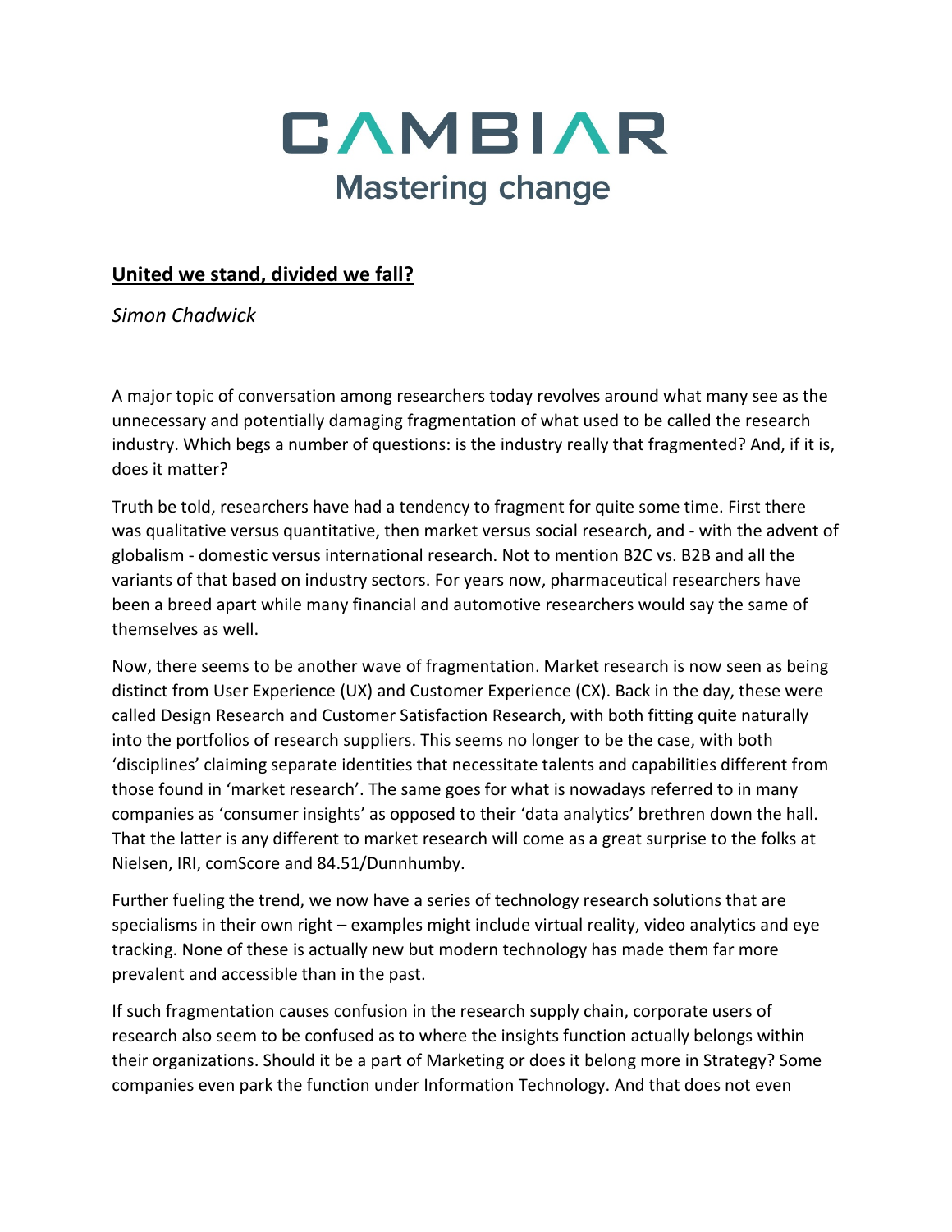# CAMBIAR

Mastering change

## United we stand, divided we fall?

*Simon Chadwick*

A major topic of conversation among researchers today revolves around what many see as the unnecessary and potentially damaging fragmentation of what used to be called the research industry. Which begs a number of questions: is the industry really that fragmented? And, if it is, does it matter?

Truth be told, researchers have had a tendency to fragment for quite some time. First there was qualitative versus quantitative, then market versus social research, and - with the advent of globalism - domestic versus international research. Not to mention B2C vs. B2B and all the variants of that based on industry sectors. For years now, pharmaceutical researchers have been a breed apart while many financial and automotive researchers would say the same of themselves as well.

Now, there seems to be another wave of fragmentation. Market research is now seen as being distinct from User Experience (UX) and Customer Experience (CX). Back in the day, these were called Design Research and Customer Satisfaction Research, with both fitting quite naturally into the portfolios of research suppliers. This seems no longer to be the case, with both 'disciplines' claiming separate identities that necessitate talents and capabilities different from those found in 'market research'. The same goes for what is nowadays referred to in many companies as 'consumer insights' as opposed to their 'data analytics' brethren down the hall. That the latter is any different to market research will come as a great surprise to the folks at Nielsen, IRI, comScore and 84.51/Dunnhumby.

Further fueling the trend, we now have a series of technology research solutions that are specialisms in their own right – examples might include virtual reality, video analytics and eye tracking. None of these is actually new but modern technology has made them far more prevalent and accessible than in the past.

If such fragmentation causes confusion in the research supply chain, corporate users of research also seem to be confused as to where the insights function actually belongs within their organizations. Should it be a part of Marketing or does it belong more in Strategy? Some companies even park the function under Information Technology. And that does not even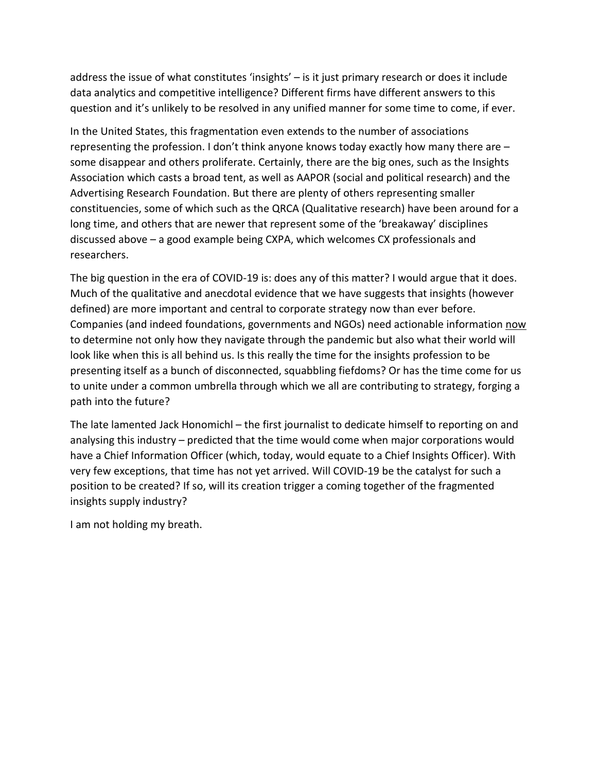address the issue of what constitutes 'insights' – is it just primary research or does it include data analytics and competitive intelligence? Different firms have different answers to this question and it's unlikely to be resolved in any unified manner for some time to come, if ever.

In the United States, this fragmentation even extends to the number of associations representing the profession. I don't think anyone knows today exactly how many there are – some disappear and others proliferate. Certainly, there are the big ones, such as the Insights Association which casts a broad tent, as well as AAPOR (social and political research) and the Advertising Research Foundation. But there are plenty of others representing smaller constituencies, some of which such as the QRCA (Qualitative research) have been around for a long time, and others that are newer that represent some of the 'breakaway' disciplines discussed above – a good example being CXPA, which welcomes CX professionals and researchers.

The big question in the era of COVID-19 is: does any of this matter? I would argue that it does. Much of the qualitative and anecdotal evidence that we have suggests that insights (however defined) are more important and central to corporate strategy now than ever before. Companies (and indeed foundations, governments and NGOs) need actionable information <u>now</u> to determine not only how they navigate through the pandemic but also what their world will look like when this is all behind us. Is this really the time for the insights profession to be presenting itself as a bunch of disconnected, squabbling fiefdoms? Or has the time come for us to unite under a common umbrella through which we all are contributing to strategy, forging a path into the future?

The late lamented Jack Honomichl – the first journalist to dedicate himself to reporting on and analysing this industry – predicted that the time would come when major corporations would have a Chief Information Officer (which, today, would equate to a Chief Insights Officer). With very few exceptions, that time has not yet arrived. Will COVID-19 be the catalyst for such a position to be created? If so, will its creation trigger a coming together of the fragmented insights supply industry?

I am not holding my breath.